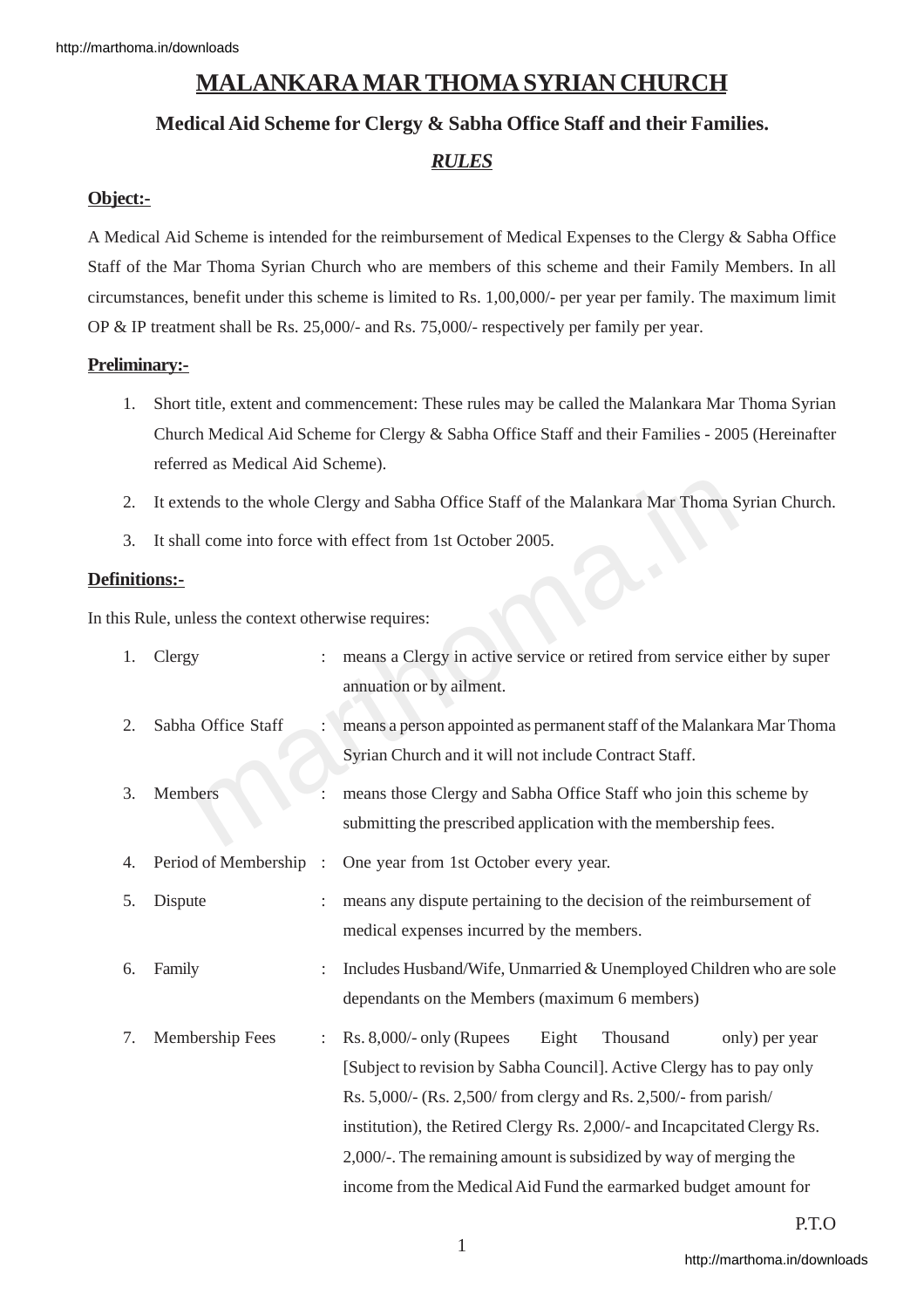# MALANKARA MAR THOMA SYRIAN CHURCH

## Medical Aid Scheme for Clergy & Sabha Office Staff and their Families.

### *RULES*

**Object:-**

A Medical Aid Scheme is intended for the reimbursement of Medical Expenses to the Clergy & Sabha Office Staff of the Mar Thoma Syrian Church who are members of this scheme and their Family Members. In all circumstances, benefit under this scheme is limited to Rs. 1,00,000/- per year per family. The maximum limit OP & IP treatment shall be Rs. 25,000/- and Rs. 75,000/- respectively per family per year.

**Preliminary:-**

1. Short title, extent and commencement: These rules may be called the Malankara Mar Thoma Syrian Church Medical Aid Scheme for Clergy & Sabha Office Staff and their Families - 2005 (Hereinafter referred as Medical Aid Scheme).
2. It extends to the whole Clergy and Sabha Office Staff of the Malankara Mar Thoma Syrian Church.
3. It shall come into force with effect from 1st October 2005.

**Definitions:-**

In this Rule, unless the context otherwise requires:

1. Clergy : means a Clergy in active service or retired from service either by super annuation or by ailment.
2. Sabha Office Staff : means a person appointed as permanent staff of the Malankara Mar Thoma Syrian Church and it will not include Contract Staff.
3. Members : means those Clergy and Sabha Office Staff who join this scheme by submitting the prescribed application with the membership fees.
4. Period of Membership : One year from 1st October every year.
5. Dispute : means any dispute pertaining to the decision of the reimbursement of medical expenses incurred by the members.
6. Family : Includes Husband/Wife, Unmarried & Unemployed Children who are sole dependants on the Members (maximum 6 members)
7. Membership Fees : Rs. 8,000/- only (Rupees Eight Thousand only) per year [Subject to revision by Sabha Council]. Active Clergy has to pay only Rs. 5,000/- (Rs. 2,500/ from clergy and Rs. 2,500/- from parish/ institution), the Retired Clergy Rs. 2,000/- and Incapcitated Clergy Rs. 2,000/-. The remaining amount is subsidized by way of merging the income from the Medical Aid Fund the earmarked budget amount for

P.T.O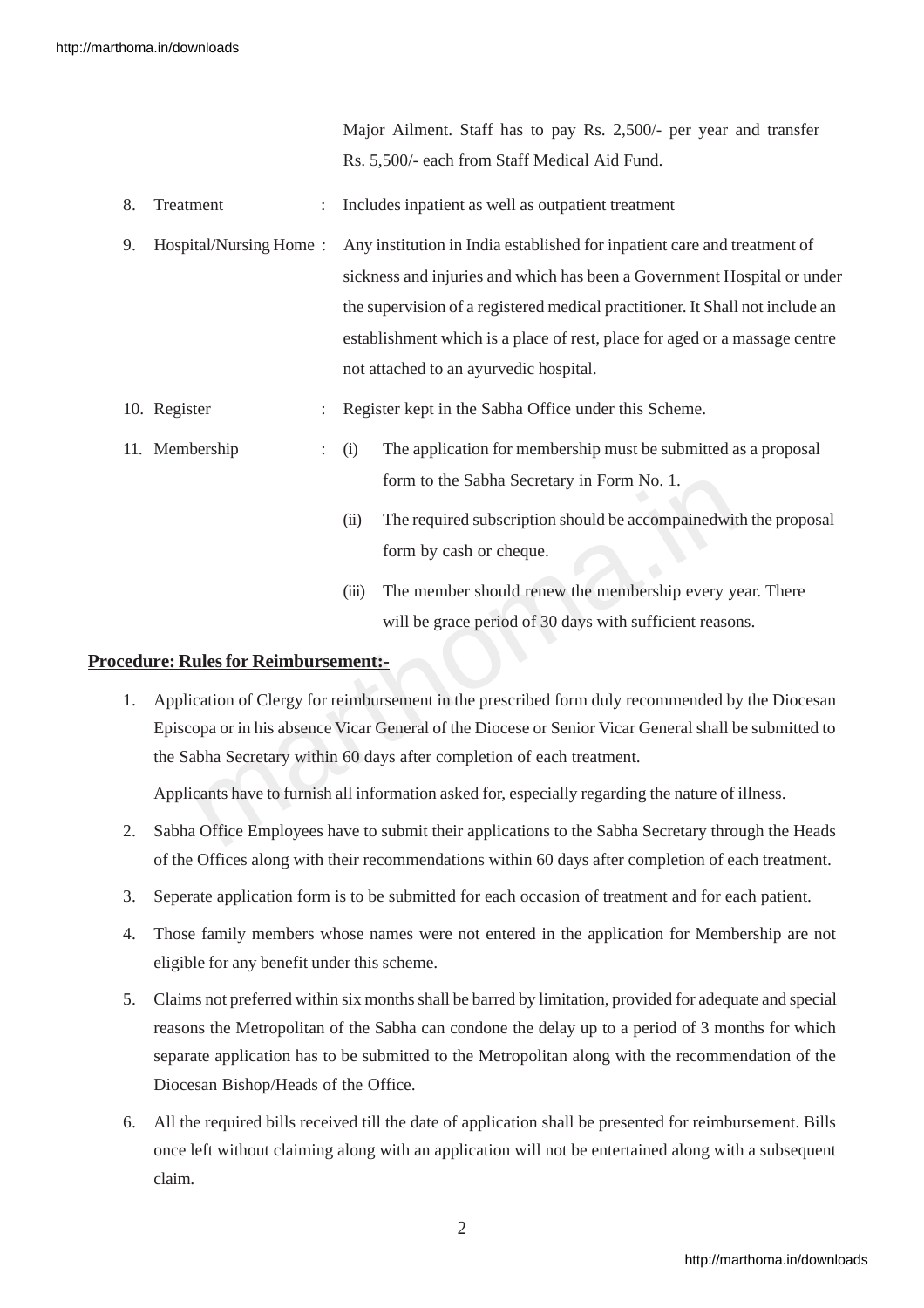Major Ailment. Staff has to pay Rs. 2,500/- per year and transfer Rs. 5,500/- each from Staff Medical Aid Fund.

8. Treatment : Includes inpatient as well as outpatient treatment

9. Hospital/Nursing Home : Any institution in India established for inpatient care and treatment of sickness and injuries and which has been a Government Hospital or under the supervision of a registered medical practitioner. It Shall not include an establishment which is a place of rest, place for aged or a massage centre not attached to an ayurvedic hospital.

10. Register : Register kept in the Sabha Office under this Scheme.

11. Membership :
   - (i) The application for membership must be submitted as a proposal form to the Sabha Secretary in Form No. 1.
   - (ii) The required subscription should be accompaniedwith the proposal form by cash or cheque.
   - (iii) The member should renew the membership every year. There will be grace period of 30 days with sufficient reasons.

**<u>Procedure: Rules for Reimbursement:-</u>**

1. Application of Clergy for reimbursement in the prescribed form duly recommended by the Diocesan Episcopa or in his absence Vicar General of the Diocese or Senior Vicar General shall be submitted to the Sabha Secretary within 60 days after completion of each treatment.

   Applicants have to furnish all information asked for, especially regarding the nature of illness.

2. Sabha Office Employees have to submit their applications to the Sabha Secretary through the Heads of the Offices along with their recommendations within 60 days after completion of each treatment.

3. Seperate application form is to be submitted for each occasion of treatment and for each patient.

4. Those family members whose names were not entered in the application for Membership are not eligible for any benefit under this scheme.

5. Claims not preferred within six months shall be barred by limitation, provided for adequate and special reasons the Metropolitan of the Sabha can condone the delay up to a period of 3 months for which separate application has to be submitted to the Metropolitan along with the recommendation of the Diocesan Bishop/Heads of the Office.

6. All the required bills received till the date of application shall be presented for reimbursement. Bills once left without claiming along with an application will not be entertained along with a subsequent claim.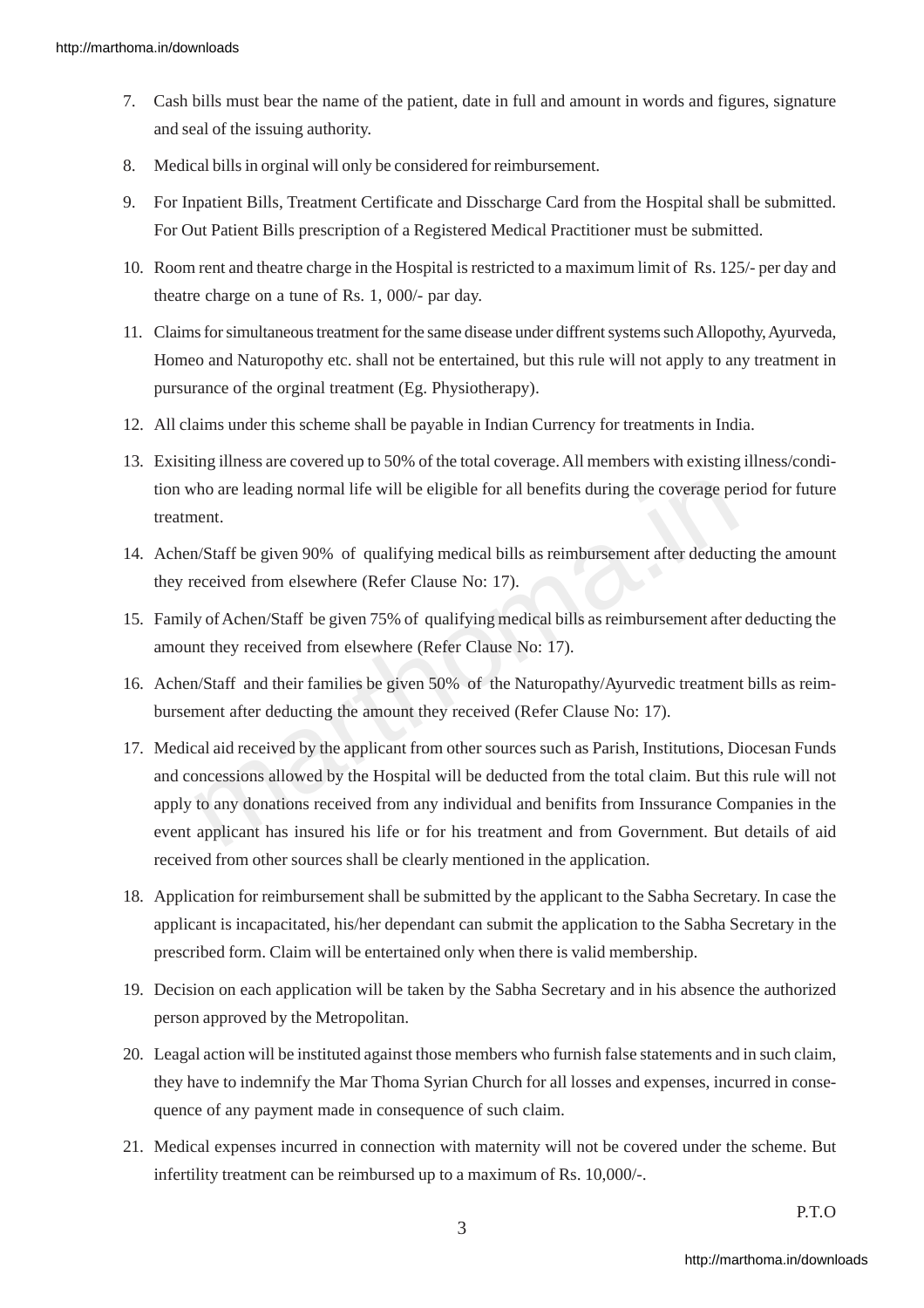7. Cash bills must bear the name of the patient, date in full and amount in words and figures, signature and seal of the issuing authority.

8. Medical bills in orginal will only be considered for reimbursement.

9. For Inpatient Bills, Treatment Certificate and Disscharge Card from the Hospital shall be submitted. For Out Patient Bills prescription of a Registered Medical Practitioner must be submitted.

10. Room rent and theatre charge in the Hospital is restricted to a maximum limit of Rs. 125/- per day and theatre charge on a tune of Rs. 1, 000/- par day.

11. Claims for simultaneous treatment for the same disease under diffrent systems such Allopothy, Ayurveda, Homeo and Naturopothy etc. shall not be entertained, but this rule will not apply to any treatment in pursurance of the orginal treatment (Eg. Physiotherapy).

12. All claims under this scheme shall be payable in Indian Currency for treatments in India.

13. Exisiting illness are covered up to 50% of the total coverage. All members with existing illness/condition who are leading normal life will be eligible for all benefits during the coverage period for future treatment.

14. Achen/Staff be given 90% of qualifying medical bills as reimbursement after deducting the amount they received from elsewhere (Refer Clause No: 17).

15. Family of Achen/Staff be given 75% of qualifying medical bills as reimbursement after deducting the amount they received from elsewhere (Refer Clause No: 17).

16. Achen/Staff and their families be given 50% of the Naturopathy/Ayurvedic treatment bills as reimbursement after deducting the amount they received (Refer Clause No: 17).

17. Medical aid received by the applicant from other sources such as Parish, Institutions, Diocesan Funds and concessions allowed by the Hospital will be deducted from the total claim. But this rule will not apply to any donations received from any individual and benifits from Inssurance Companies in the event applicant has insured his life or for his treatment and from Government. But details of aid received from other sources shall be clearly mentioned in the application.

18. Application for reimbursement shall be submitted by the applicant to the Sabha Secretary. In case the applicant is incapacitated, his/her dependant can submit the application to the Sabha Secretary in the prescribed form. Claim will be entertained only when there is valid membership.

19. Decision on each application will be taken by the Sabha Secretary and in his absence the authorized person approved by the Metropolitan.

20. Leagal action will be instituted against those members who furnish false statements and in such claim, they have to indemnify the Mar Thoma Syrian Church for all losses and expenses, incurred in consequence of any payment made in consequence of such claim.

21. Medical expenses incurred in connection with maternity will not be covered under the scheme. But infertility treatment can be reimbursed up to a maximum of Rs. 10,000/-.

P.T.O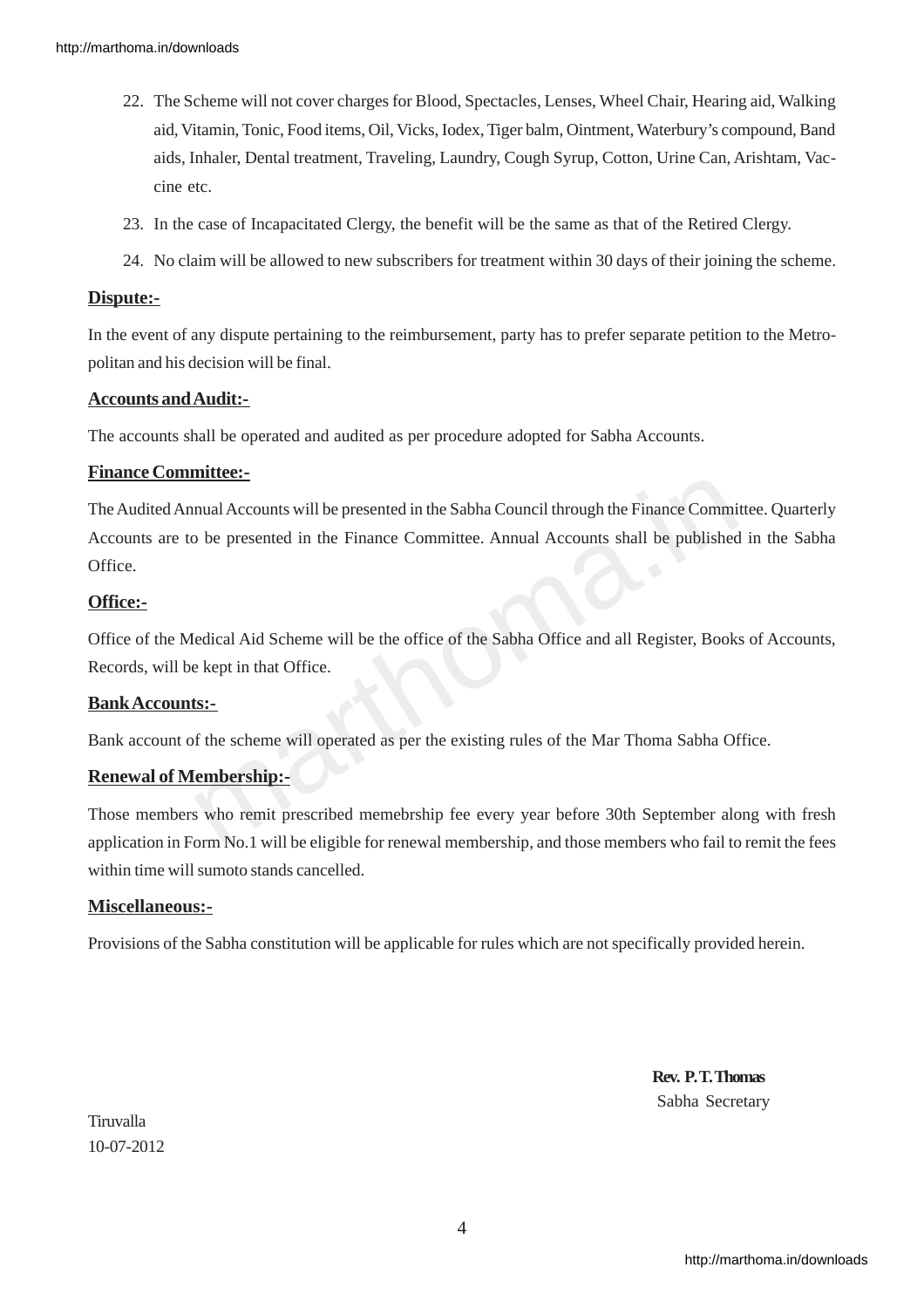22. The Scheme will not cover charges for Blood, Spectacles, Lenses, Wheel Chair, Hearing aid, Walking aid, Vitamin, Tonic, Food items, Oil, Vicks, Iodex, Tiger balm, Ointment, Waterbury's compound, Band aids, Inhaler, Dental treatment, Traveling, Laundry, Cough Syrup, Cotton, Urine Can, Arishtam, Vaccine etc.
23. In the case of Incapacitated Clergy, the benefit will be the same as that of the Retired Clergy.
24. No claim will be allowed to new subscribers for treatment within 30 days of their joining the scheme.

**Dispute:-**

In the event of any dispute pertaining to the reimbursement, party has to prefer separate petition to the Metropolitan and his decision will be final.

**Accounts and Audit:-**

The accounts shall be operated and audited as per procedure adopted for Sabha Accounts.

**Finance Committee:-**

The Audited Annual Accounts will be presented in the Sabha Council through the Finance Committee. Quarterly Accounts are to be presented in the Finance Committee. Annual Accounts shall be published in the Sabha Office.

**Office:-**

Office of the Medical Aid Scheme will be the office of the Sabha Office and all Register, Books of Accounts, Records, will be kept in that Office.

**Bank Accounts:-**

Bank account of the scheme will operated as per the existing rules of the Mar Thoma Sabha Office.

**Renewal of Membership:-**

Those members who remit prescribed memebrship fee every year before 30th September along with fresh application in Form No.1 will be eligible for renewal membership, and those members who fail to remit the fees within time will sumoto stands cancelled.

**Miscellaneous:-**

Provisions of the Sabha constitution will be applicable for rules which are not specifically provided herein.

**Rev. P.T. Thomas**
Sabha Secretary

Tiruvalla
10-07-2012